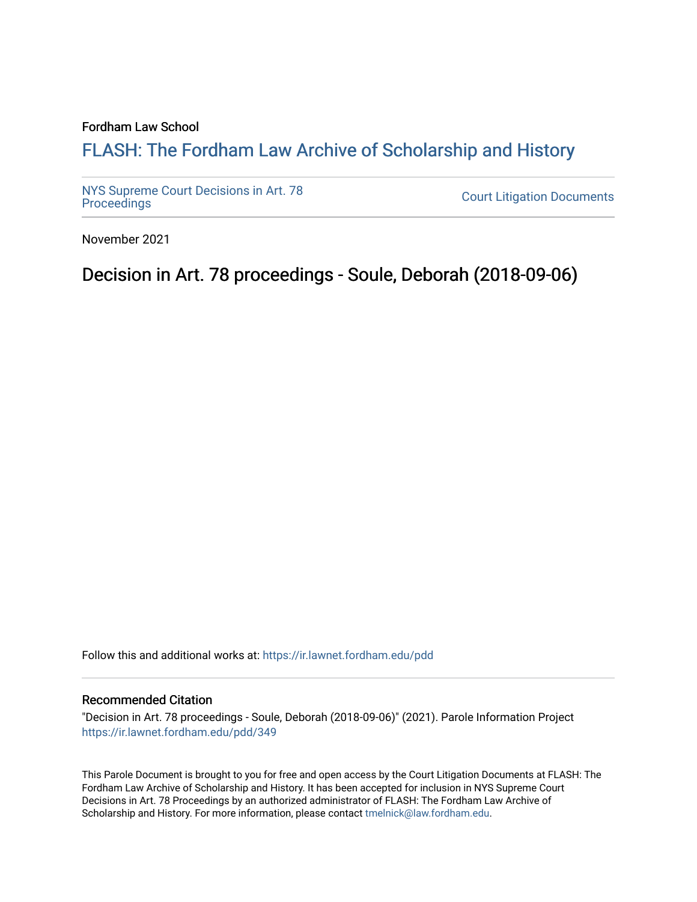Fordham Law School

# FLASH: The Fordham Law Archive of Scholarship and History

NYS Supreme Court Decisions in Art. 78 Proceedings

Court Litigation Documents

November 2021

## Decision in Art. 78 proceedings - Soule, Deborah (2018-09-06)

Follow this and additional works at: https://ir.lawnet.fordham.edu/pdd

### Recommended Citation

"Decision in Art. 78 proceedings - Soule, Deborah (2018-09-06)" (2021). Parole Information Project https://ir.lawnet.fordham.edu/pdd/349

This Parole Document is brought to you for free and open access by the Court Litigation Documents at FLASH: The Fordham Law Archive of Scholarship and History. It has been accepted for inclusion in NYS Supreme Court Decisions in Art. 78 Proceedings by an authorized administrator of FLASH: The Fordham Law Archive of Scholarship and History. For more information, please contact tmelnick@law.fordham.edu.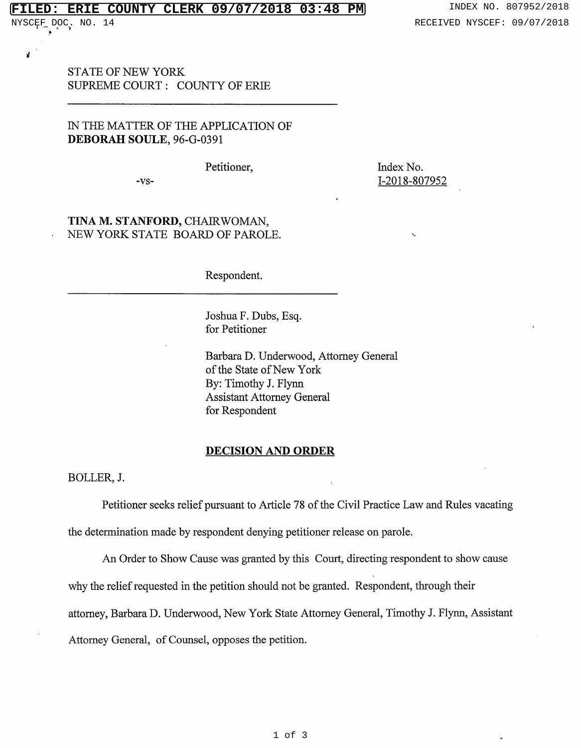STATE OF NEW YORK
SUPREME COURT : COUNTY OF ERIE

---

IN THE MATTER OF THE APPLICATION OF
**DEBORAH SOULE**, 96-G-0391

Petitioner,

-vs-

Index No.
I-2018-807952

**TINA M. STANFORD,** CHAIRWOMAN,
NEW YORK STATE BOARD OF PAROLE.

Respondent.

---

Joshua F. Dubs, Esq.
for Petitioner

Barbara D. Underwood, Attorney General
of the State of New York
By: Timothy J. Flynn
Assistant Attorney General
for Respondent

**DECISION AND ORDER**

BOLLER, J.

Petitioner seeks relief pursuant to Article 78 of the Civil Practice Law and Rules vacating the determination made by respondent denying petitioner release on parole.

An Order to Show Cause was granted by this Court, directing respondent to show cause why the relief requested in the petition should not be granted. Respondent, through their attorney, Barbara D. Underwood, New York State Attorney General, Timothy J. Flynn, Assistant Attorney General, of Counsel, opposes the petition.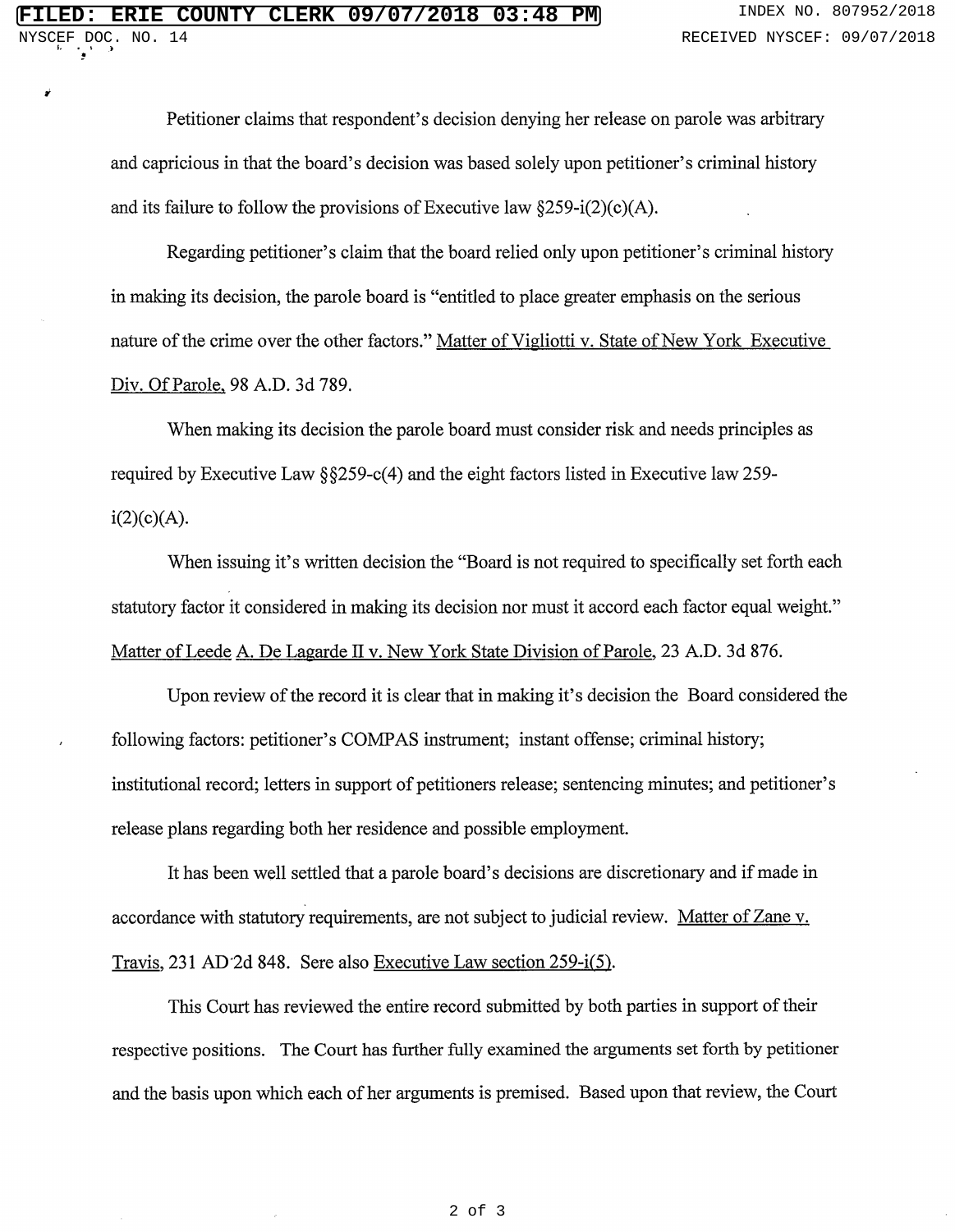Petitioner claims that respondent's decision denying her release on parole was arbitrary and capricious in that the board's decision was based solely upon petitioner's criminal history and its failure to follow the provisions of Executive law §259-i(2)(c)(A).

Regarding petitioner's claim that the board relied only upon petitioner's criminal history in making its decision, the parole board is "entitled to place greater emphasis on the serious nature of the crime over the other factors." Matter of Vigliotti v. State of New York Executive Div. Of Parole, 98 A.D. 3d 789.

When making its decision the parole board must consider risk and needs principles as required by Executive Law §§259-c(4) and the eight factors listed in Executive law 259-i(2)(c)(A).

When issuing it's written decision the "Board is not required to specifically set forth each statutory factor it considered in making its decision nor must it accord each factor equal weight." Matter of Leede A. De Lagarde II v. New York State Division of Parole, 23 A.D. 3d 876.

Upon review of the record it is clear that in making it's decision the Board considered the following factors: petitioner's COMPAS instrument; instant offense; criminal history; institutional record; letters in support of petitioners release; sentencing minutes; and petitioner's release plans regarding both her residence and possible employment.

It has been well settled that a parole board's decisions are discretionary and if made in accordance with statutory requirements, are not subject to judicial review. Matter of Zane v. Travis, 231 AD 2d 848. Sere also Executive Law section 259-i(5).

This Court has reviewed the entire record submitted by both parties in support of their respective positions. The Court has further fully examined the arguments set forth by petitioner and the basis upon which each of her arguments is premised. Based upon that review, the Court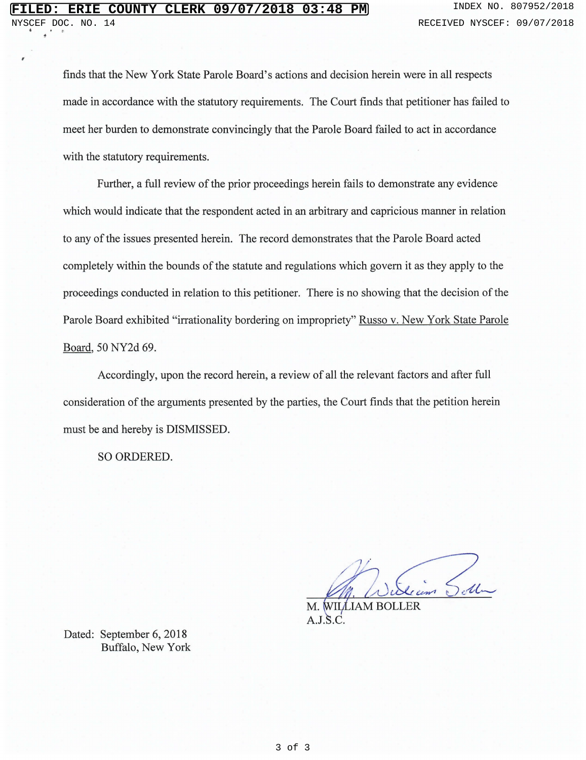finds that the New York State Parole Board's actions and decision herein were in all respects made in accordance with the statutory requirements. The Court finds that petitioner has failed to meet her burden to demonstrate convincingly that the Parole Board failed to act in accordance with the statutory requirements.

Further, a full review of the prior proceedings herein fails to demonstrate any evidence which would indicate that the respondent acted in an arbitrary and capricious manner in relation to any of the issues presented herein. The record demonstrates that the Parole Board acted completely within the bounds of the statute and regulations which govern it as they apply to the proceedings conducted in relation to this petitioner. There is no showing that the decision of the Parole Board exhibited "irrationality bordering on impropriety" Russo v. New York State Parole Board, 50 NY2d 69.

Accordingly, upon the record herein, a review of all the relevant factors and after full consideration of the arguments presented by the parties, the Court finds that the petition herein must be and hereby is DISMISSED.

SO ORDERED.

M. WILLIAM BOLLER
A.J.S.C.

Dated: September 6, 2018
Buffalo, New York